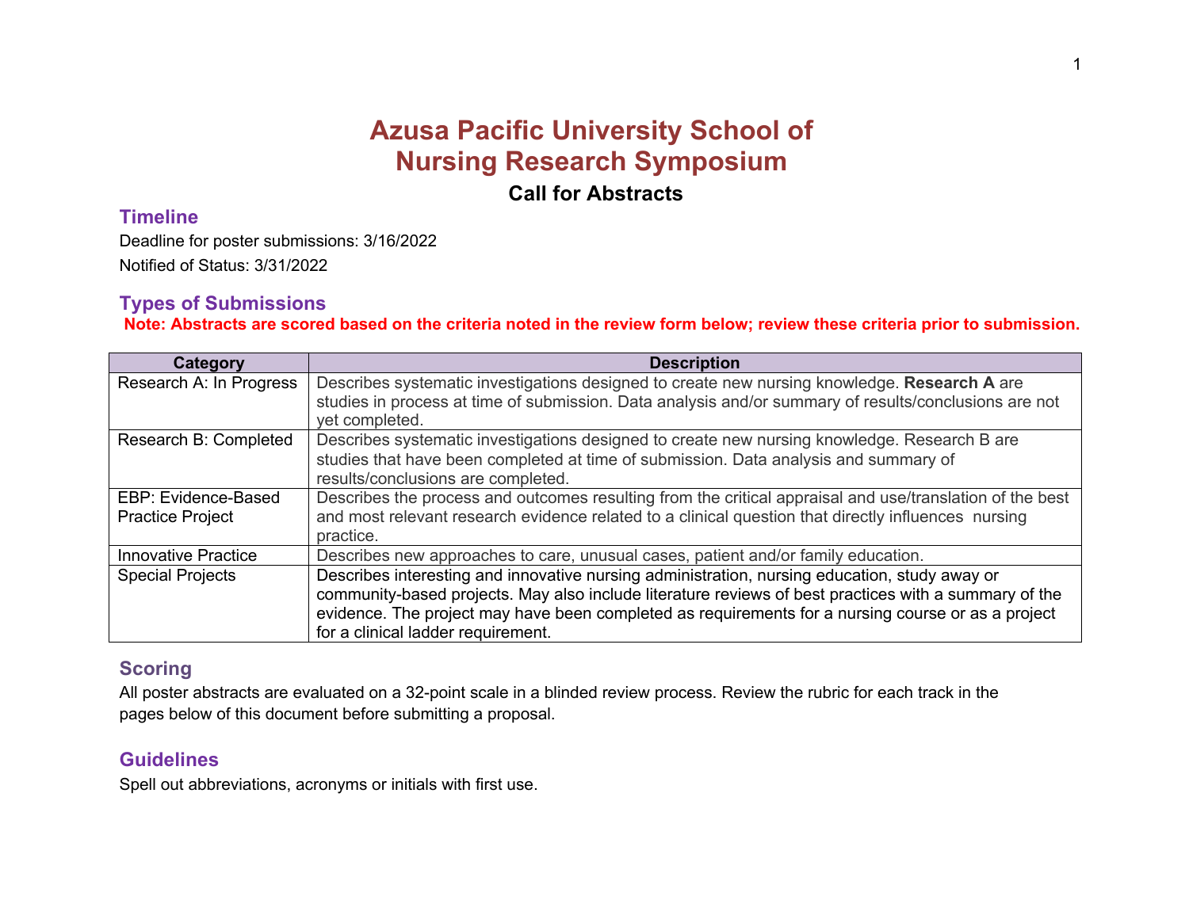# Azusa Pacific University School of Nursing Research Symposium

## Call for Abstracts

### Timeline

Deadline for poster submissions: 3/16/2022

Notified of Status: 3/31/2022

### Types of Submissions

**Note: Abstracts are scored based on the criteria noted in the review form below; review these criteria prior to submission.**

| Category | Description |
| --- | --- |
| Research A: In Progress | Describes systematic investigations designed to create new nursing knowledge. **Research A** are studies in process at time of submission. Data analysis and/or summary of results/conclusions are not yet completed. |
| Research B: Completed | Describes systematic investigations designed to create new nursing knowledge. Research B are studies that have been completed at time of submission. Data analysis and summary of results/conclusions are completed. |
| EBP: Evidence-Based Practice Project | Describes the process and outcomes resulting from the critical appraisal and use/translation of the best and most relevant research evidence related to a clinical question that directly influences nursing practice. |
| Innovative Practice | Describes new approaches to care, unusual cases, patient and/or family education. |
| Special Projects | Describes interesting and innovative nursing administration, nursing education, study away or community-based projects. May also include literature reviews of best practices with a summary of the evidence. The project may have been completed as requirements for a nursing course or as a project for a clinical ladder requirement. |

### Scoring

All poster abstracts are evaluated on a 32-point scale in a blinded review process. Review the rubric for each track in the pages below of this document before submitting a proposal.

### Guidelines

Spell out abbreviations, acronyms or initials with first use.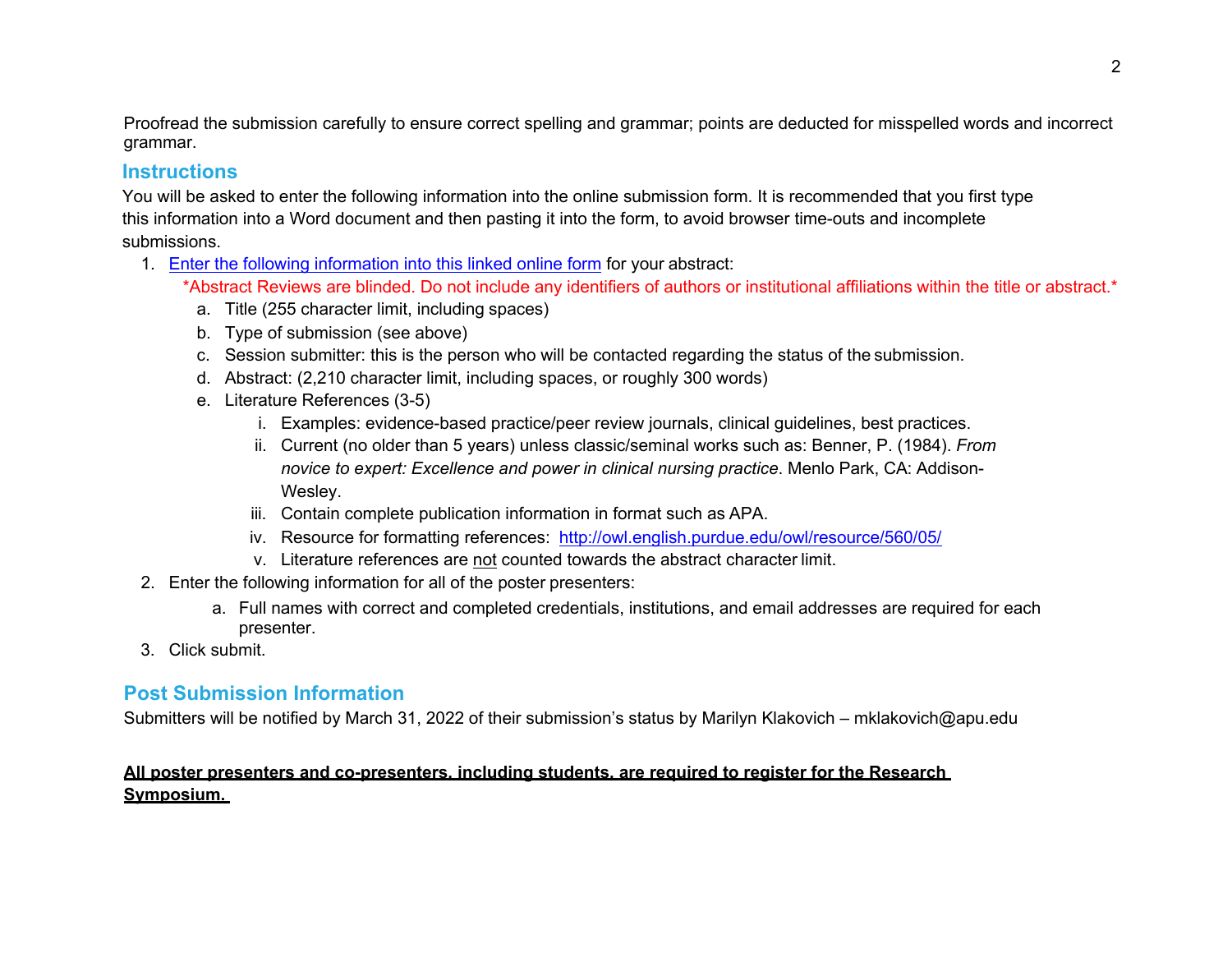Proofread the submission carefully to ensure correct spelling and grammar; points are deducted for misspelled words and incorrect grammar.

## Instructions

You will be asked to enter the following information into the online submission form. It is recommended that you first type this information into a Word document and then pasting it into the form, to avoid browser time-outs and incomplete submissions.

1. Enter the following information into this linked online form for your abstract:

   *Abstract Reviews are blinded. Do not include any identifiers of authors or institutional affiliations within the title or abstract.*

   a. Title (255 character limit, including spaces)
   b. Type of submission (see above)
   c. Session submitter: this is the person who will be contacted regarding the status of the submission.
   d. Abstract: (2,210 character limit, including spaces, or roughly 300 words)
   e. Literature References (3-5)
      i. Examples: evidence-based practice/peer review journals, clinical guidelines, best practices.
      ii. Current (no older than 5 years) unless classic/seminal works such as: Benner, P. (1984). *From novice to expert: Excellence and power in clinical nursing practice*. Menlo Park, CA: Addison-Wesley.
      iii. Contain complete publication information in format such as APA.
      iv. Resource for formatting references: http://owl.english.purdue.edu/owl/resource/560/05/
      v. Literature references are not counted towards the abstract character limit.
2. Enter the following information for all of the poster presenters:
   a. Full names with correct and completed credentials, institutions, and email addresses are required for each presenter.
3. Click submit.

## Post Submission Information

Submitters will be notified by March 31, 2022 of their submission's status by Marilyn Klakovich – mklakovich@apu.edu

**All poster presenters and co-presenters, including students, are required to register for the Research Symposium.**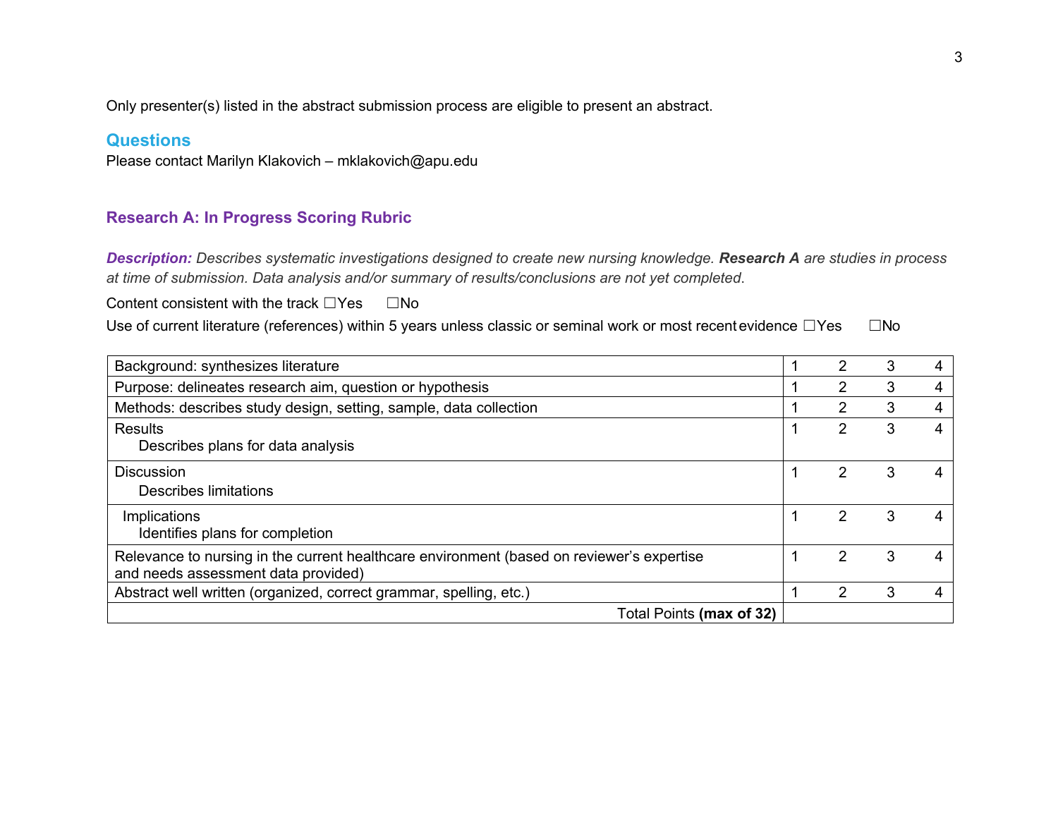Only presenter(s) listed in the abstract submission process are eligible to present an abstract.

## Questions

Please contact Marilyn Klakovich – mklakovich@apu.edu

## Research A: In Progress Scoring Rubric

***Description:*** *Describes systematic investigations designed to create new nursing knowledge.* ***Research A*** *are studies in process at time of submission. Data analysis and/or summary of results/conclusions are not yet completed.*

Content consistent with the track ☐Yes ☐No

Use of current literature (references) within 5 years unless classic or seminal work or most recent evidence ☐Yes ☐No

| Criteria | | | | |
|---|---|---|---|---|
| Background: synthesizes literature | 1 | 2 | 3 | 4 |
| Purpose: delineates research aim, question or hypothesis | 1 | 2 | 3 | 4 |
| Methods: describes study design, setting, sample, data collection | 1 | 2 | 3 | 4 |
| Results<br>Describes plans for data analysis | 1 | 2 | 3 | 4 |
| Discussion<br>Describes limitations | 1 | 2 | 3 | 4 |
| Implications<br>Identifies plans for completion | 1 | 2 | 3 | 4 |
| Relevance to nursing in the current healthcare environment (based on reviewer's expertise and needs assessment data provided) | 1 | 2 | 3 | 4 |
| Abstract well written (organized, correct grammar, spelling, etc.) | 1 | 2 | 3 | 4 |
| Total Points **(max of 32)** | | | | |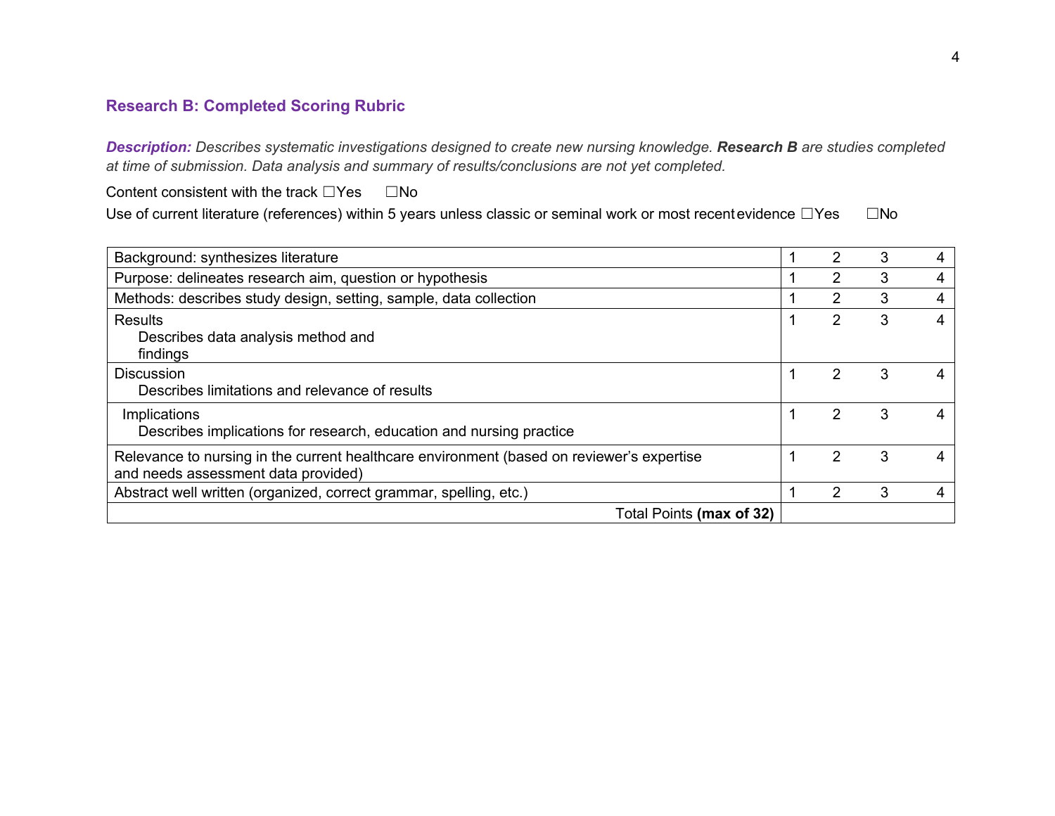## Research B: Completed Scoring Rubric

***Description:*** *Describes systematic investigations designed to create new nursing knowledge.* ***Research B*** *are studies completed at time of submission. Data analysis and summary of results/conclusions are not yet completed.*

Content consistent with the track ☐Yes ☐No

Use of current literature (references) within 5 years unless classic or seminal work or most recent evidence ☐Yes ☐No

| | | | | |
|---|---|---|---|---|
| Background: synthesizes literature | 1 | 2 | 3 | 4 |
| Purpose: delineates research aim, question or hypothesis | 1 | 2 | 3 | 4 |
| Methods: describes study design, setting, sample, data collection | 1 | 2 | 3 | 4 |
| Results<br>Describes data analysis method and findings | 1 | 2 | 3 | 4 |
| Discussion<br>Describes limitations and relevance of results | 1 | 2 | 3 | 4 |
| Implications<br>Describes implications for research, education and nursing practice | 1 | 2 | 3 | 4 |
| Relevance to nursing in the current healthcare environment (based on reviewer's expertise and needs assessment data provided) | 1 | 2 | 3 | 4 |
| Abstract well written (organized, correct grammar, spelling, etc.) | 1 | 2 | 3 | 4 |
| Total Points **(max of 32)** | | | | |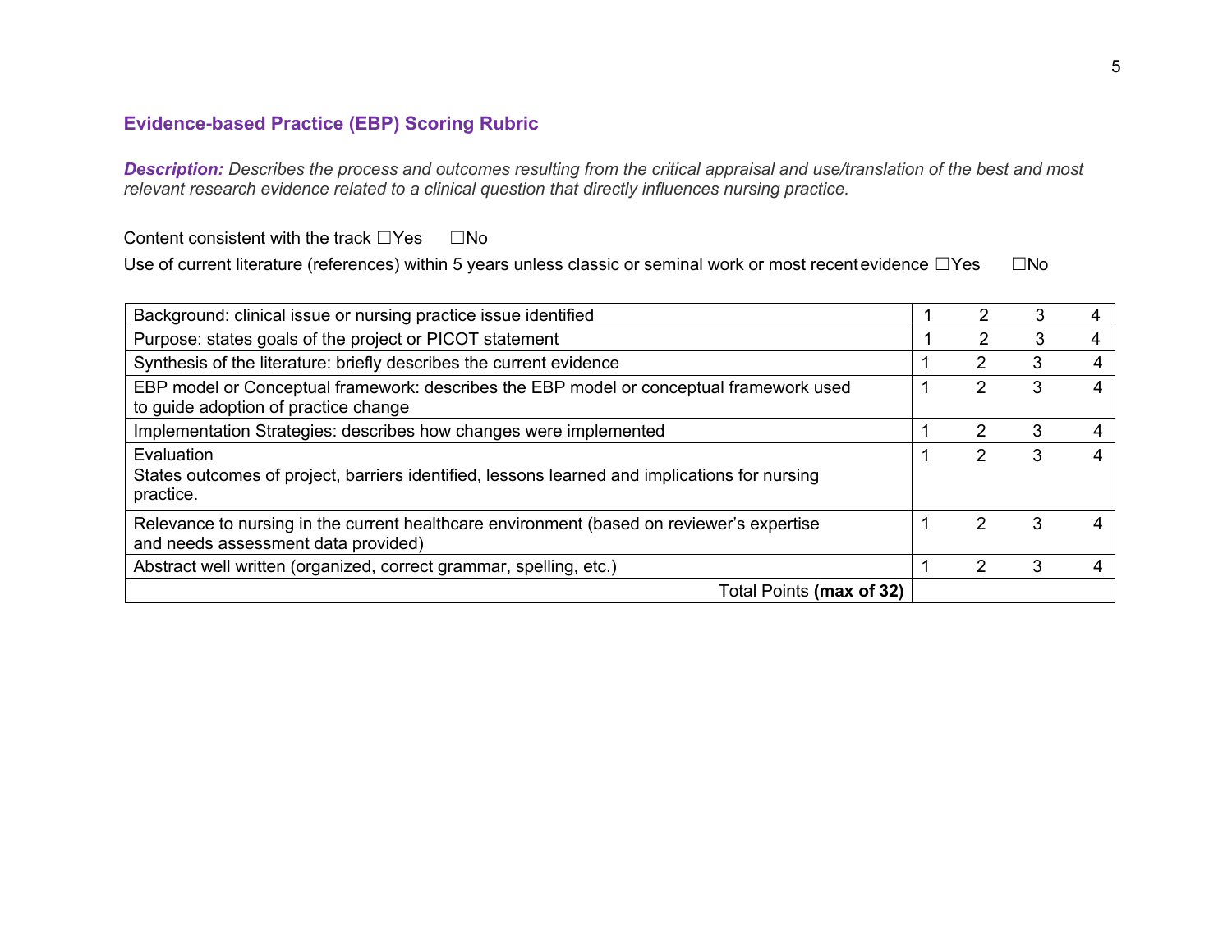## Evidence-based Practice (EBP) Scoring Rubric

***Description:*** *Describes the process and outcomes resulting from the critical appraisal and use/translation of the best and most relevant research evidence related to a clinical question that directly influences nursing practice.*

Content consistent with the track ☐Yes ☐No

Use of current literature (references) within 5 years unless classic or seminal work or most recent evidence ☐Yes ☐No

| | | | | |
|---|---|---|---|---|
| Background: clinical issue or nursing practice issue identified | 1 | 2 | 3 | 4 |
| Purpose: states goals of the project or PICOT statement | 1 | 2 | 3 | 4 |
| Synthesis of the literature: briefly describes the current evidence | 1 | 2 | 3 | 4 |
| EBP model or Conceptual framework: describes the EBP model or conceptual framework used to guide adoption of practice change | 1 | 2 | 3 | 4 |
| Implementation Strategies: describes how changes were implemented | 1 | 2 | 3 | 4 |
| Evaluation<br>States outcomes of project, barriers identified, lessons learned and implications for nursing practice. | 1 | 2 | 3 | 4 |
| Relevance to nursing in the current healthcare environment (based on reviewer's expertise and needs assessment data provided) | 1 | 2 | 3 | 4 |
| Abstract well written (organized, correct grammar, spelling, etc.) | 1 | 2 | 3 | 4 |
| Total Points **(max of 32)** | | | | |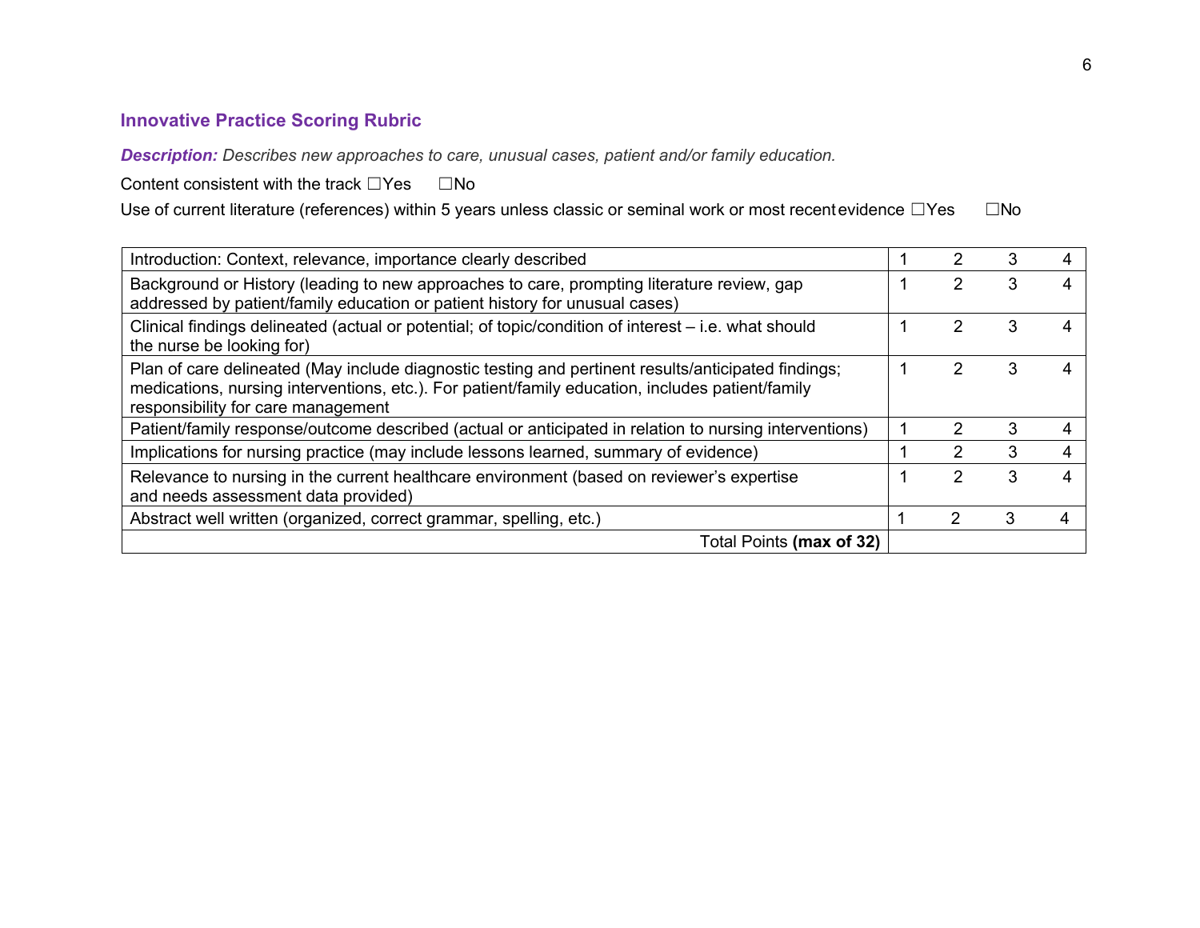## Innovative Practice Scoring Rubric

***Description:*** *Describes new approaches to care, unusual cases, patient and/or family education.*

Content consistent with the track ☐Yes ☐No

Use of current literature (references) within 5 years unless classic or seminal work or most recent evidence ☐Yes ☐No

| Criteria | | | | |
|---|---|---|---|---|
| Introduction: Context, relevance, importance clearly described | 1 | 2 | 3 | 4 |
| Background or History (leading to new approaches to care, prompting literature review, gap addressed by patient/family education or patient history for unusual cases) | 1 | 2 | 3 | 4 |
| Clinical findings delineated (actual or potential; of topic/condition of interest – i.e. what should the nurse be looking for) | 1 | 2 | 3 | 4 |
| Plan of care delineated (May include diagnostic testing and pertinent results/anticipated findings; medications, nursing interventions, etc.). For patient/family education, includes patient/family responsibility for care management | 1 | 2 | 3 | 4 |
| Patient/family response/outcome described (actual or anticipated in relation to nursing interventions) | 1 | 2 | 3 | 4 |
| Implications for nursing practice (may include lessons learned, summary of evidence) | 1 | 2 | 3 | 4 |
| Relevance to nursing in the current healthcare environment (based on reviewer's expertise and needs assessment data provided) | 1 | 2 | 3 | 4 |
| Abstract well written (organized, correct grammar, spelling, etc.) | 1 | 2 | 3 | 4 |
| Total Points **(max of 32)** | | | | |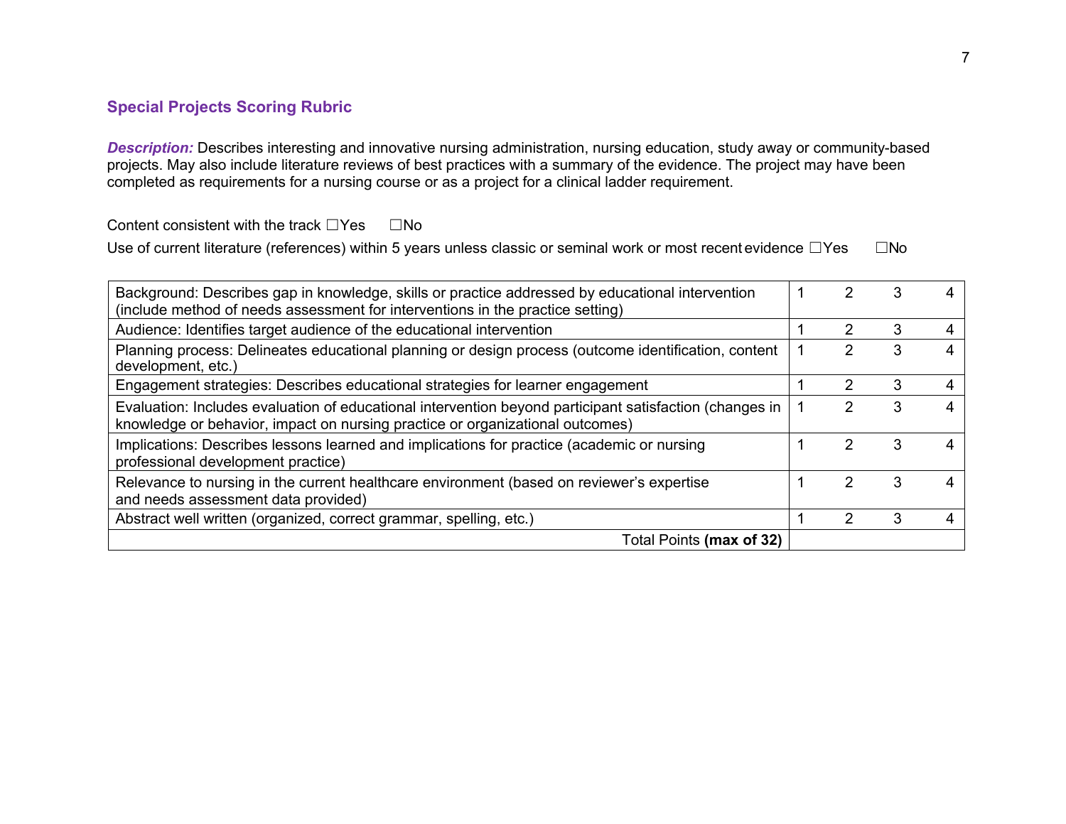## Special Projects Scoring Rubric

***Description:*** Describes interesting and innovative nursing administration, nursing education, study away or community-based projects. May also include literature reviews of best practices with a summary of the evidence. The project may have been completed as requirements for a nursing course or as a project for a clinical ladder requirement.

Content consistent with the track ☐Yes ☐No

Use of current literature (references) within 5 years unless classic or seminal work or most recent evidence ☐Yes ☐No

| | | | | |
|---|---|---|---|---|
| Background: Describes gap in knowledge, skills or practice addressed by educational intervention (include method of needs assessment for interventions in the practice setting) | 1 | 2 | 3 | 4 |
| Audience: Identifies target audience of the educational intervention | 1 | 2 | 3 | 4 |
| Planning process: Delineates educational planning or design process (outcome identification, content development, etc.) | 1 | 2 | 3 | 4 |
| Engagement strategies: Describes educational strategies for learner engagement | 1 | 2 | 3 | 4 |
| Evaluation: Includes evaluation of educational intervention beyond participant satisfaction (changes in knowledge or behavior, impact on nursing practice or organizational outcomes) | 1 | 2 | 3 | 4 |
| Implications: Describes lessons learned and implications for practice (academic or nursing professional development practice) | 1 | 2 | 3 | 4 |
| Relevance to nursing in the current healthcare environment (based on reviewer's expertise and needs assessment data provided) | 1 | 2 | 3 | 4 |
| Abstract well written (organized, correct grammar, spelling, etc.) | 1 | 2 | 3 | 4 |
| Total Points **(max of 32)** | | | | |